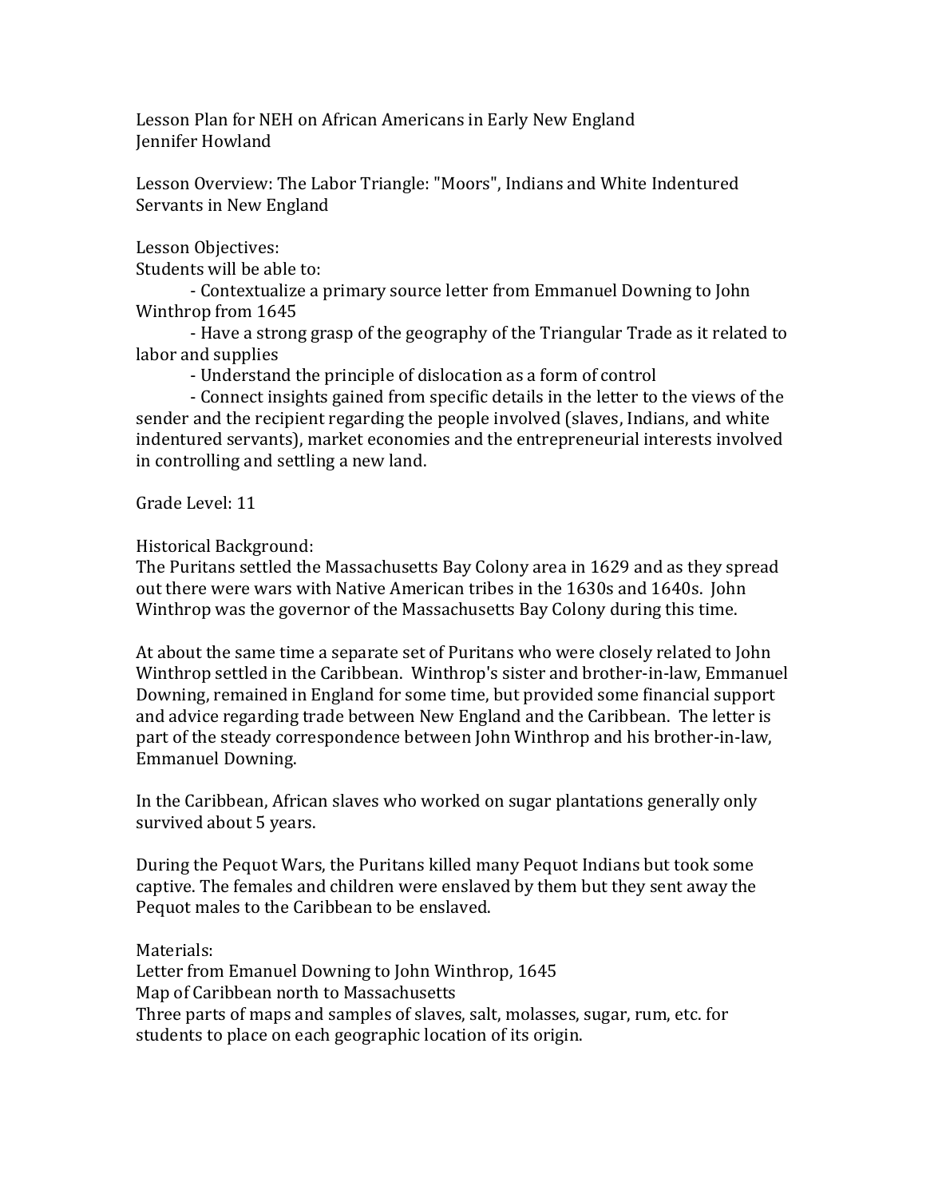Lesson Plan for NEH on African Americans in Early New England
Jennifer Howland

Lesson Overview: The Labor Triangle: "Moors", Indians and White Indentured Servants in New England

Lesson Objectives:
Students will be able to:

- Contextualize a primary source letter from Emmanuel Downing to John Winthrop from 1645
- Have a strong grasp of the geography of the Triangular Trade as it related to labor and supplies
- Understand the principle of dislocation as a form of control
- Connect insights gained from specific details in the letter to the views of the sender and the recipient regarding the people involved (slaves, Indians, and white indentured servants), market economies and the entrepreneurial interests involved in controlling and settling a new land.

Grade Level: 11

Historical Background:
The Puritans settled the Massachusetts Bay Colony area in 1629 and as they spread out there were wars with Native American tribes in the 1630s and 1640s. John Winthrop was the governor of the Massachusetts Bay Colony during this time.

At about the same time a separate set of Puritans who were closely related to John Winthrop settled in the Caribbean. Winthrop's sister and brother-in-law, Emmanuel Downing, remained in England for some time, but provided some financial support and advice regarding trade between New England and the Caribbean. The letter is part of the steady correspondence between John Winthrop and his brother-in-law, Emmanuel Downing.

In the Caribbean, African slaves who worked on sugar plantations generally only survived about 5 years.

During the Pequot Wars, the Puritans killed many Pequot Indians but took some captive. The females and children were enslaved by them but they sent away the Pequot males to the Caribbean to be enslaved.

Materials:
Letter from Emanuel Downing to John Winthrop, 1645
Map of Caribbean north to Massachusetts
Three parts of maps and samples of slaves, salt, molasses, sugar, rum, etc. for students to place on each geographic location of its origin.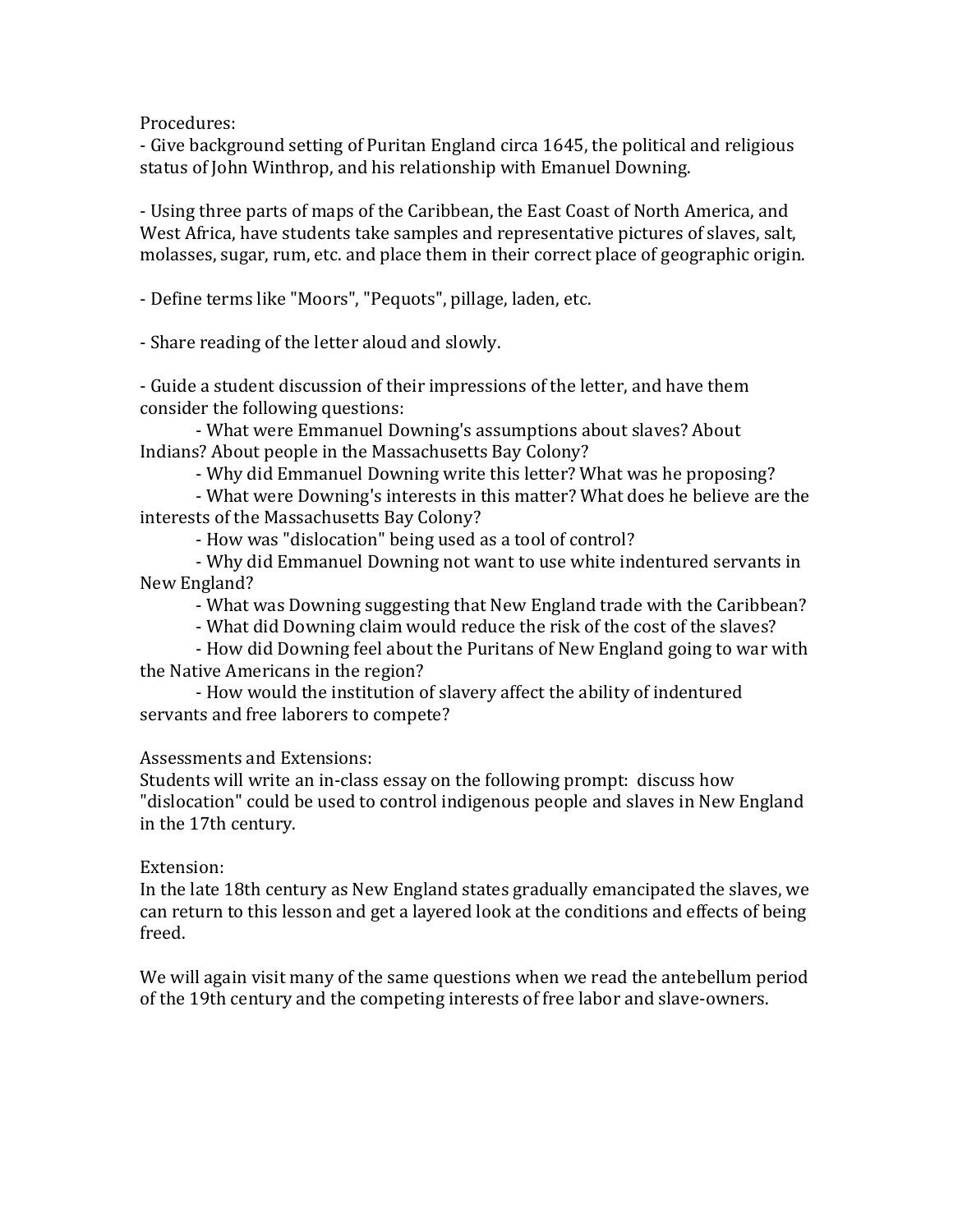Procedures:

- Give background setting of Puritan England circa 1645, the political and religious status of John Winthrop, and his relationship with Emanuel Downing.

- Using three parts of maps of the Caribbean, the East Coast of North America, and West Africa, have students take samples and representative pictures of slaves, salt, molasses, sugar, rum, etc. and place them in their correct place of geographic origin.

- Define terms like "Moors", "Pequots", pillage, laden, etc.

- Share reading of the letter aloud and slowly.

- Guide a student discussion of their impressions of the letter, and have them consider the following questions:
    - What were Emmanuel Downing's assumptions about slaves? About Indians? About people in the Massachusetts Bay Colony?
    - Why did Emmanuel Downing write this letter? What was he proposing?
    - What were Downing's interests in this matter? What does he believe are the interests of the Massachusetts Bay Colony?
    - How was "dislocation" being used as a tool of control?
    - Why did Emmanuel Downing not want to use white indentured servants in New England?
    - What was Downing suggesting that New England trade with the Caribbean?
    - What did Downing claim would reduce the risk of the cost of the slaves?
    - How did Downing feel about the Puritans of New England going to war with the Native Americans in the region?
    - How would the institution of slavery affect the ability of indentured servants and free laborers to compete?

Assessments and Extensions:

Students will write an in-class essay on the following prompt: discuss how "dislocation" could be used to control indigenous people and slaves in New England in the 17th century.

Extension:

In the late 18th century as New England states gradually emancipated the slaves, we can return to this lesson and get a layered look at the conditions and effects of being freed.

We will again visit many of the same questions when we read the antebellum period of the 19th century and the competing interests of free labor and slave-owners.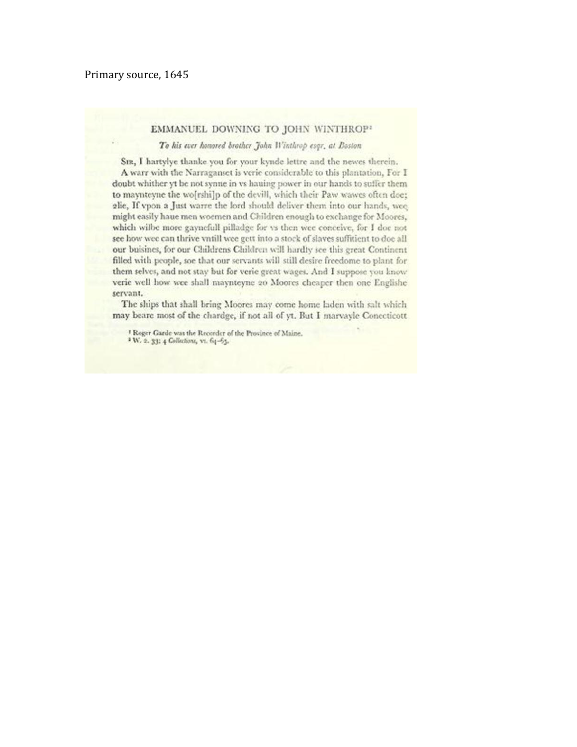Primary source, 1645

## EMMANUEL DOWNING TO JOHN WINTHROP[2]

*To his ever honored brother John Winthrop esqr. at Boston*

SIR, I hartylye thanke you for your kynde lettre and the newes therein.

A warr with the Narraganset is verie considerable to this plantation, For I doubt whither yt be not synne in vs hauing power in our hands to suffer them to maynteyne the wo[rshi]p of the devill, which their Paw wawes often doe; 2lie, If vpon a Just warre the lord should deliver them into our hands, wee might easily haue men woemen and Children enough to exchange for Moores, which wilbe more gaynefull pilladge for vs then wee conceive, for I doe not see how wee can thrive vntill wee gett into a stock of slaves suffitient to doe all our buisines, for our Childrens Children will hardly see this great Continent filled with people, soe that our servants will still desire freedome to plant for them selves, and not stay but for verie great wages. And I suppose you know verie well how wee shall maynteyne 20 Moores cheaper then one Englishe servant.

The ships that shall bring Moores may come home laden with salt which may beare most of the chardge, if not all of yt. But I marvayle Conecticott

[1] Roger Garde was the Recorder of the Province of Maine.

[2] W. 2. 33; 4 *Collections*, vi. 64–65.